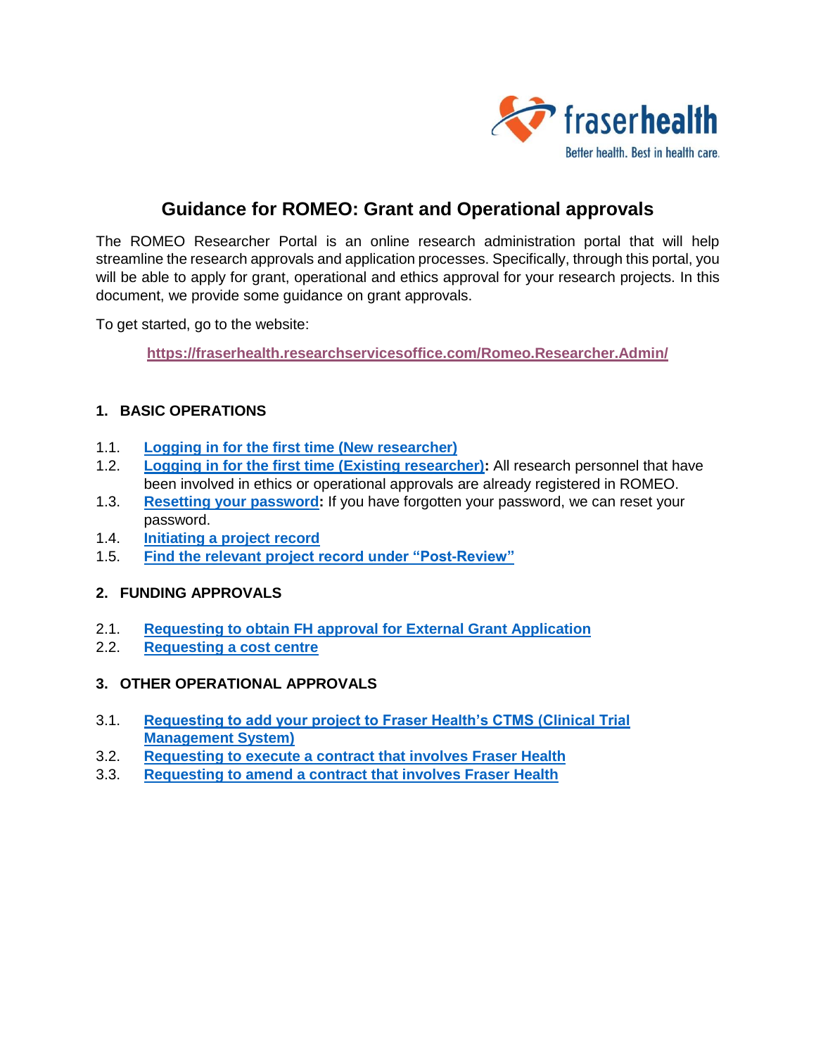# Guidance for ROMEO: Grant and Operational approvals

The ROMEO Researcher Portal is an online research administration portal that will help streamline the research approvals and application processes. Specifically, through this portal, you will be able to apply for grant, operational and ethics approval for your research projects. In this document, we provide some guidance on grant approvals.

To get started, go to the website:

https://fraserhealth.researchservicesoffice.com/Romeo.Researcher.Admin/

## 1. BASIC OPERATIONS

1.1. **Logging in for the first time (New researcher)**
1.2. **Logging in for the first time (Existing researcher):** All research personnel that have been involved in ethics or operational approvals are already registered in ROMEO.
1.3. **Resetting your password:** If you have forgotten your password, we can reset your password.
1.4. **Initiating a project record**
1.5. **Find the relevant project record under "Post-Review"**

## 2. FUNDING APPROVALS

2.1. **Requesting to obtain FH approval for External Grant Application**
2.2. **Requesting a cost centre**

## 3. OTHER OPERATIONAL APPROVALS

3.1. **Requesting to add your project to Fraser Health's CTMS (Clinical Trial Management System)**
3.2. **Requesting to execute a contract that involves Fraser Health**
3.3. **Requesting to amend a contract that involves Fraser Health**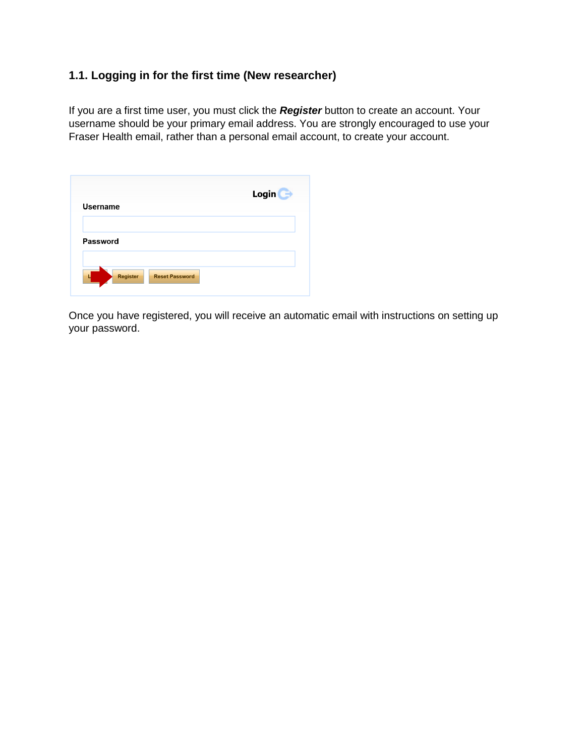### 1.1. Logging in for the first time (New researcher)

If you are a first time user, you must click the ***Register*** button to create an account. Your username should be your primary email address. You are strongly encouraged to use your Fraser Health email, rather than a personal email account, to create your account.

Once you have registered, you will receive an automatic email with instructions on setting up your password.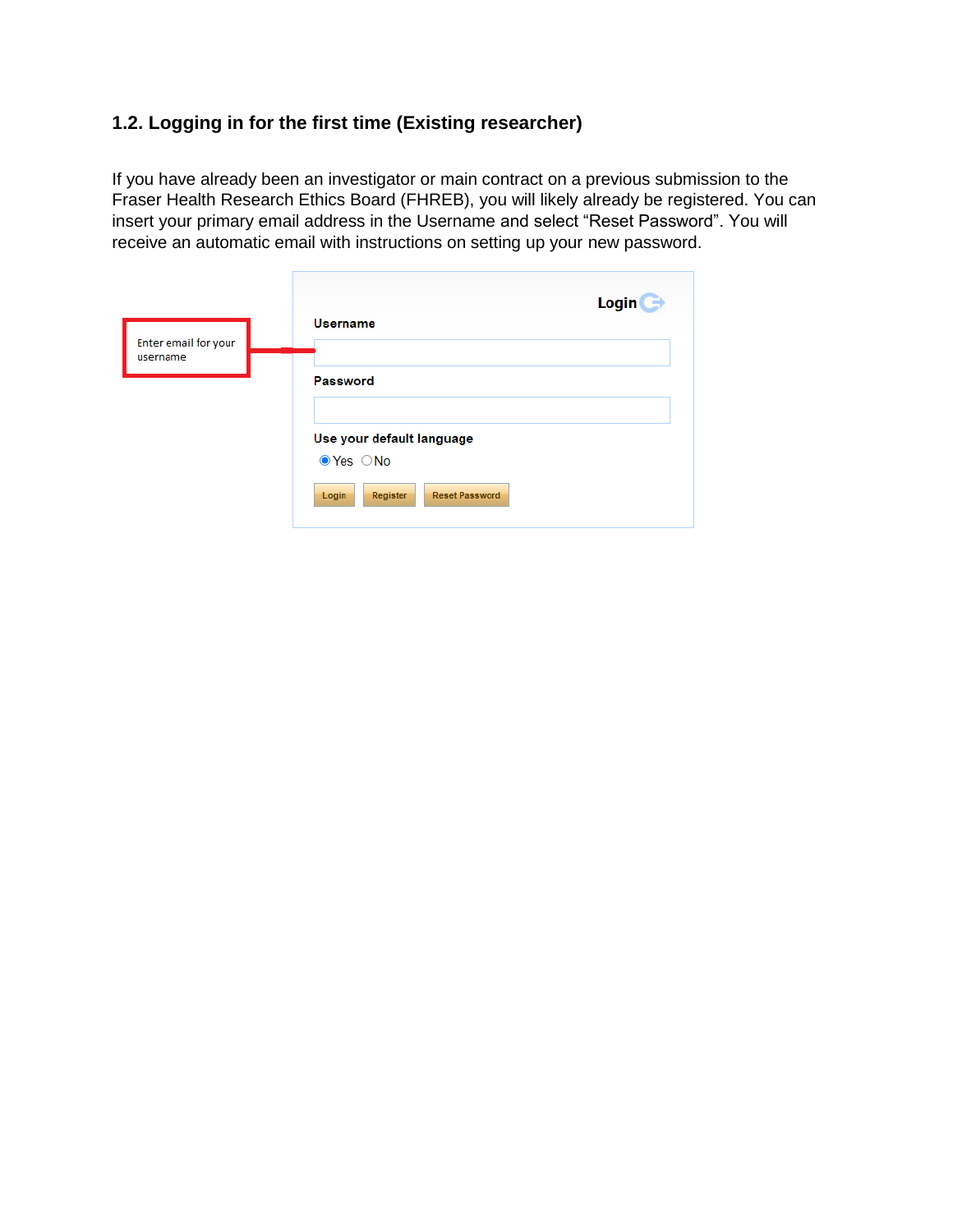## 1.2. Logging in for the first time (Existing researcher)

If you have already been an investigator or main contract on a previous submission to the Fraser Health Research Ethics Board (FHREB), you will likely already be registered. You can insert your primary email address in the Username and select “Reset Password”. You will receive an automatic email with instructions on setting up your new password.

Enter email for your username

Login

Username

Password

Use your default language

Yes No

Login Register Reset Password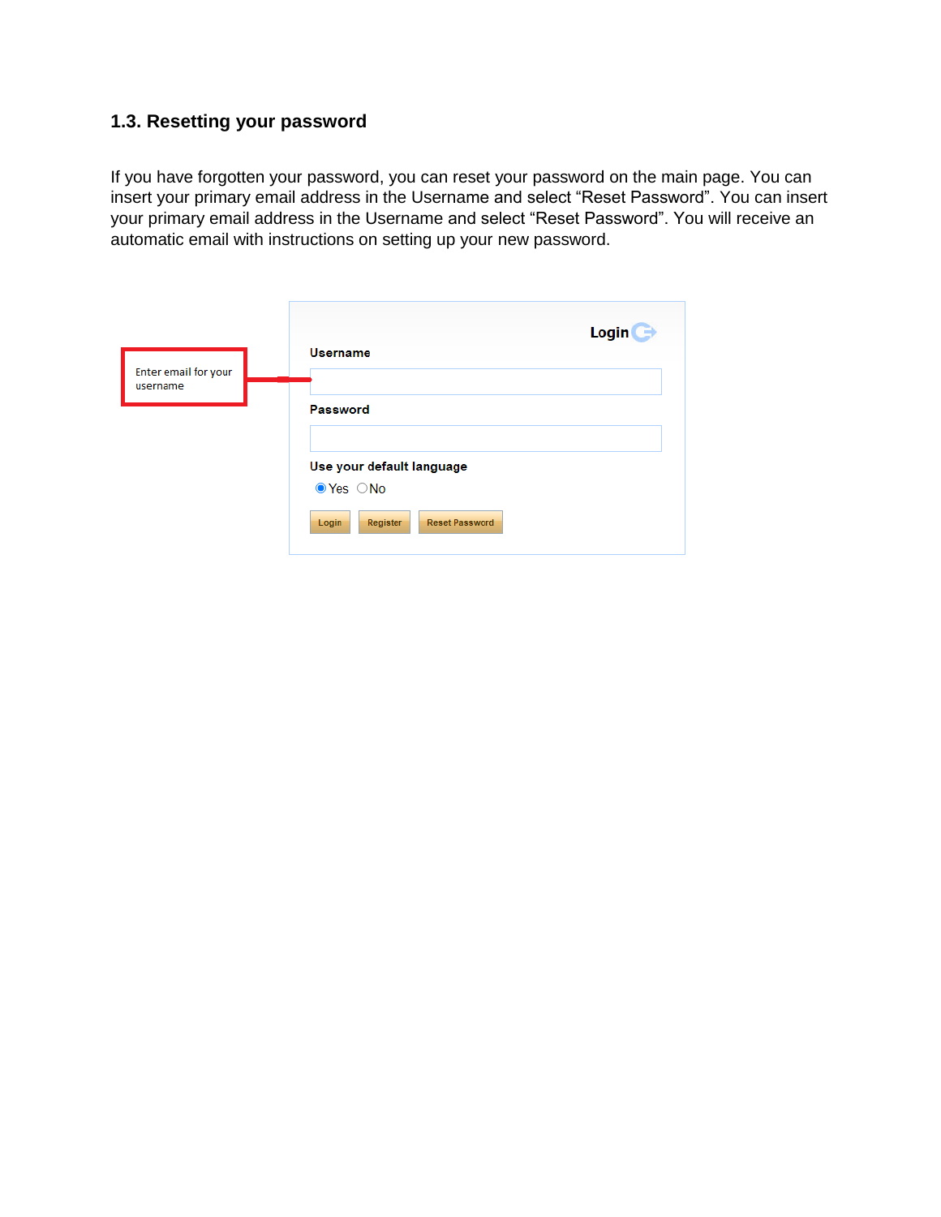### 1.3. Resetting your password

If you have forgotten your password, you can reset your password on the main page. You can insert your primary email address in the Username and select “Reset Password”. You can insert your primary email address in the Username and select “Reset Password”. You will receive an automatic email with instructions on setting up your new password.

Enter email for your username

Login

Username

Password

Use your default language

Yes No

Login Register Reset Password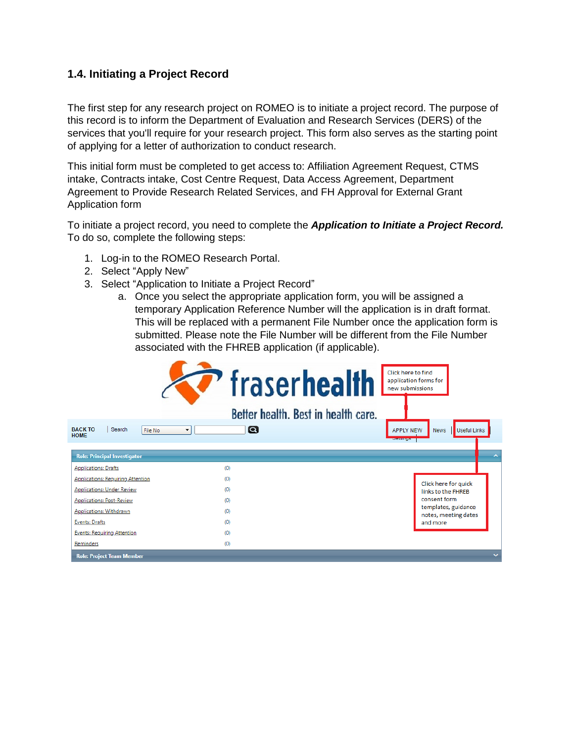### 1.4. Initiating a Project Record

The first step for any research project on ROMEO is to initiate a project record. The purpose of this record is to inform the Department of Evaluation and Research Services (DERS) of the services that you'll require for your research project. This form also serves as the starting point of applying for a letter of authorization to conduct research.

This initial form must be completed to get access to: Affiliation Agreement Request, CTMS intake, Contracts intake, Cost Centre Request, Data Access Agreement, Department Agreement to Provide Research Related Services, and FH Approval for External Grant Application form

To initiate a project record, you need to complete the ***Application to Initiate a Project Record.*** To do so, complete the following steps:

1. Log-in to the ROMEO Research Portal.
2. Select "Apply New"
3. Select "Application to Initiate a Project Record"
   a. Once you select the appropriate application form, you will be assigned a temporary Application Reference Number will the application is in draft format. This will be replaced with a permanent File Number once the application form is submitted. Please note the File Number will be different from the File Number associated with the FHREB application (if applicable).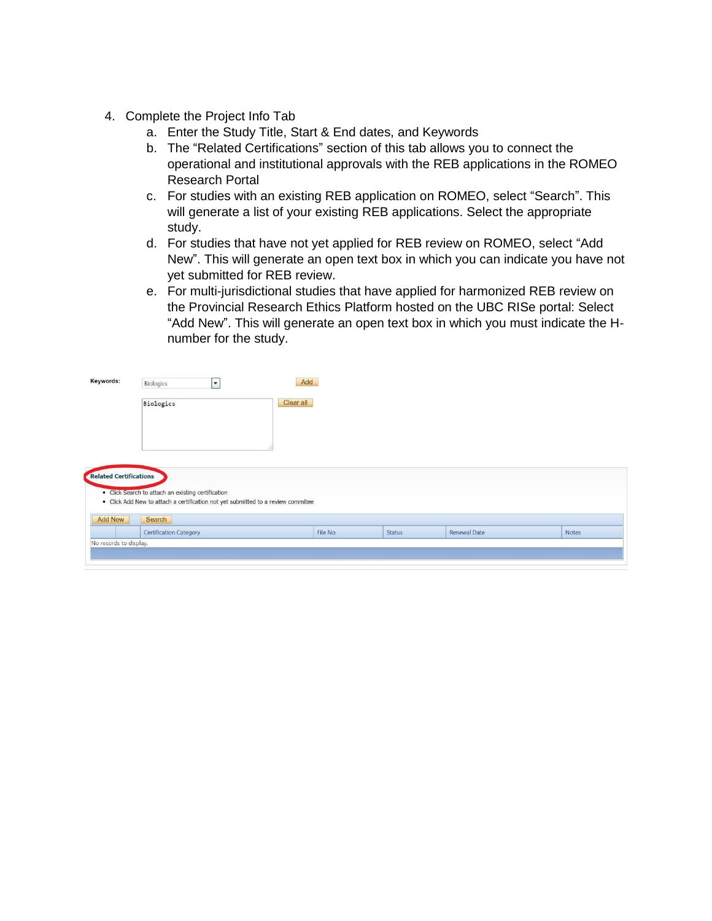4. Complete the Project Info Tab
    a. Enter the Study Title, Start & End dates, and Keywords
    b. The "Related Certifications" section of this tab allows you to connect the operational and institutional approvals with the REB applications in the ROMEO Research Portal
    c. For studies with an existing REB application on ROMEO, select "Search". This will generate a list of your existing REB applications. Select the appropriate study.
    d. For studies that have not yet applied for REB review on ROMEO, select "Add New". This will generate an open text box in which you can indicate you have not yet submitted for REB review.
    e. For multi-jurisdictional studies that have applied for harmonized REB review on the Provincial Research Ethics Platform hosted on the UBC RISe portal: Select "Add New". This will generate an open text box in which you must indicate the H-number for the study.

Keywords: Biologics [Add]

Biologics [Clear all]

**Related Certifications**

- Click Search to attach an existing certification
- Click Add New to attach a certification not yet submitted to a review commitee

[Add New] [Search]

| | | Certification Category | File No | Status | Renewal Date | Notes |
|---|---|---|---|---|---|---|
| No records to display. | | | | | | |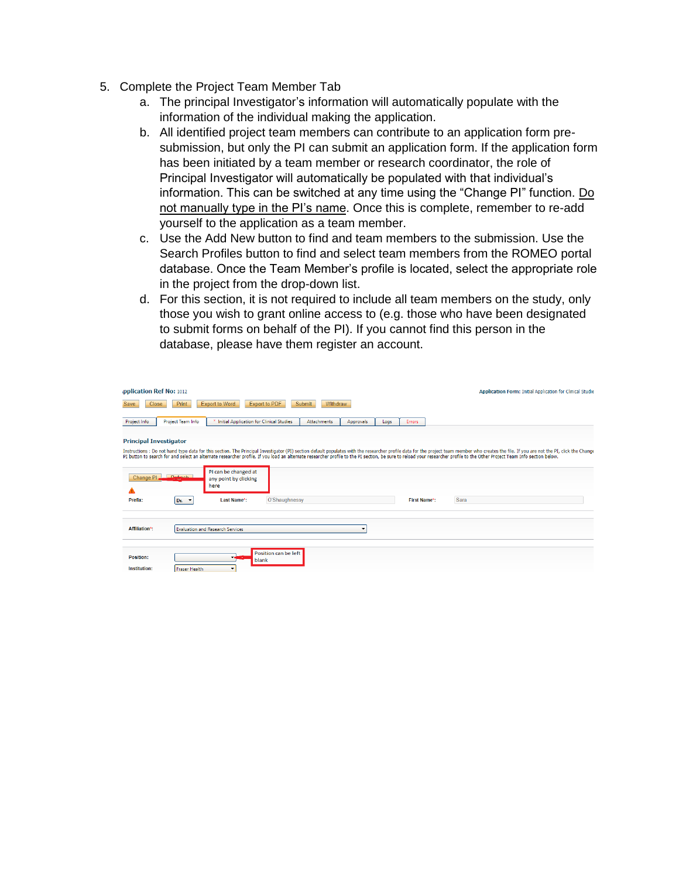5. Complete the Project Team Member Tab
    a. The principal Investigator's information will automatically populate with the information of the individual making the application.
    b. All identified project team members can contribute to an application form pre-submission, but only the PI can submit an application form. If the application form has been initiated by a team member or research coordinator, the role of Principal Investigator will automatically be populated with that individual's information. This can be switched at any time using the "Change PI" function. <u>Do not manually type in the PI's name</u>. Once this is complete, remember to re-add yourself to the application as a team member.
    c. Use the Add New button to find and team members to the submission. Use the Search Profiles button to find and select team members from the ROMEO portal database. Once the Team Member's profile is located, select the appropriate role in the project from the drop-down list.
    d. For this section, it is not required to include all team members on the study, only those you wish to grant online access to (e.g. those who have been designated to submit forms on behalf of the PI). If you cannot find this person in the database, please have them register an account.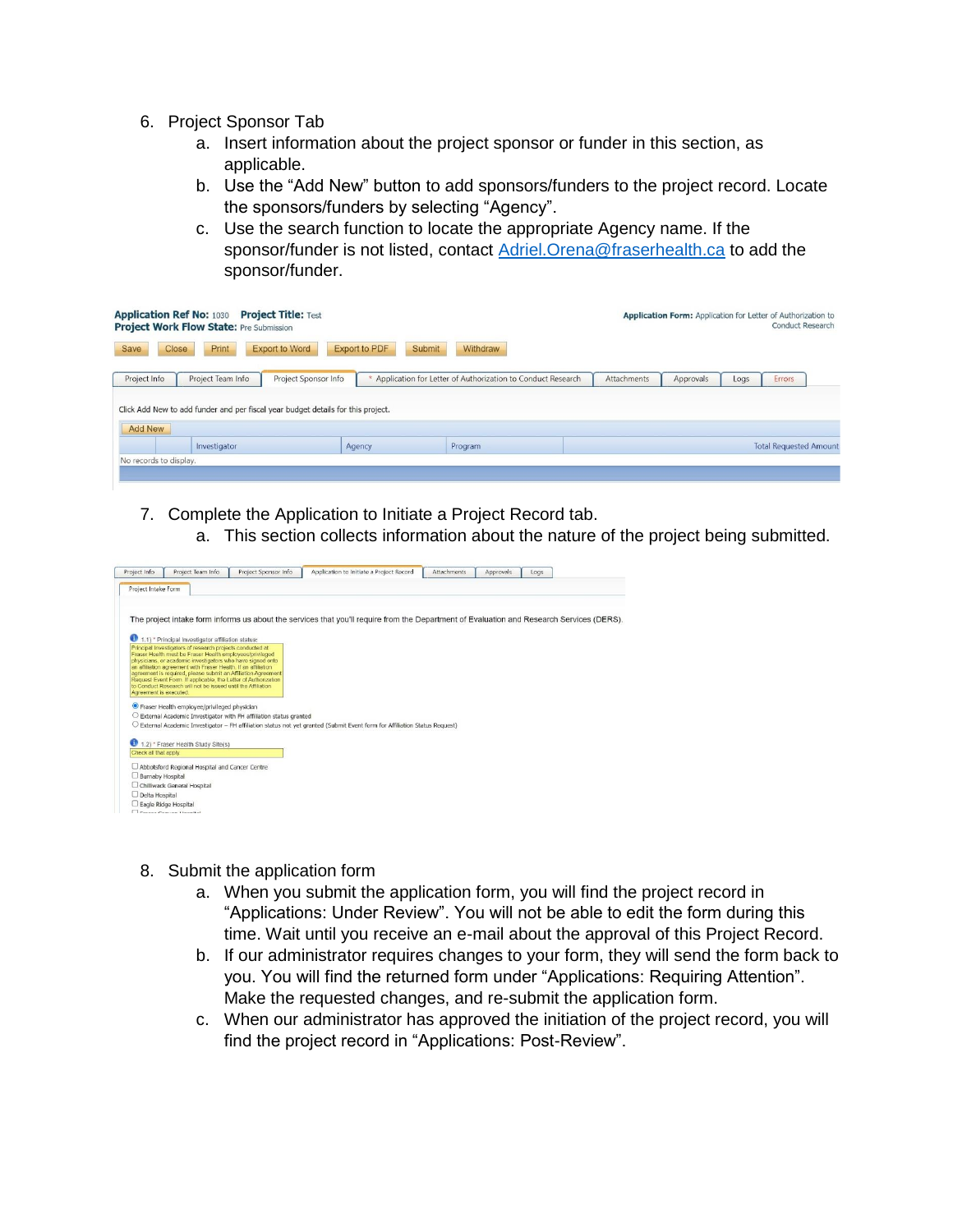6. Project Sponsor Tab
    a. Insert information about the project sponsor or funder in this section, as applicable.
    b. Use the "Add New" button to add sponsors/funders to the project record. Locate the sponsors/funders by selecting "Agency".
    c. Use the search function to locate the appropriate Agency name. If the sponsor/funder is not listed, contact Adriel.Orena@fraserhealth.ca to add the sponsor/funder.

**Application Ref No:** 1030 **Project Title:** Test
**Project Work Flow State:** Pre Submission

**Application Form:** Application for Letter of Authorization to Conduct Research

Save | Close | Print | Export to Word | Export to PDF | Submit | Withdraw

Project Info | Project Team Info | Project Sponsor Info | * Application for Letter of Authorization to Conduct Research | Attachments | Approvals | Logs | Errors

Click Add New to add funder and per fiscal year budget details for this project.

Add New

| | | Investigator | Agency | Program | Total Requested Amount |
|---|---|---|---|---|---|

No records to display.

7. Complete the Application to Initiate a Project Record tab.
    a. This section collects information about the nature of the project being submitted.

Project Info | Project Team Info | Project Sponsor Info | Application to Initiate a Project Record | Attachments | Approvals | Logs

Project Intake Form

The project intake form informs us about the services that you'll require from the Department of Evaluation and Research Services (DERS).

1.1) * Principal Investigator affiliation status:

Principal Investigators of research projects conducted at Fraser Health must be Fraser Health employees/privileged physicians, or academic investigators who have signed onto an affiliation agreement with Fraser Health. If an affiliation agreement is required, please submit an Affiliation Agreement Request Event Form. If applicable, the Letter of Authorization to Conduct Research will not be issued until the Affiliation Agreement is executed.

- (●) Fraser Health employee/privileged physician
- ( ) External Academic Investigator with FH affiliation status granted
- ( ) External Academic Investigator – FH affiliation status not yet granted (Submit Event form for Affiliation Status Request)

1.2) * Fraser Health Study Site(s)

Check all that apply

- [ ] Abbotsford Regional Hospital and Cancer Centre
- [ ] Burnaby Hospital
- [ ] Chilliwack General Hospital
- [ ] Delta Hospital
- [ ] Eagle Ridge Hospital

8. Submit the application form
    a. When you submit the application form, you will find the project record in "Applications: Under Review". You will not be able to edit the form during this time. Wait until you receive an e-mail about the approval of this Project Record.
    b. If our administrator requires changes to your form, they will send the form back to you. You will find the returned form under "Applications: Requiring Attention". Make the requested changes, and re-submit the application form.
    c. When our administrator has approved the initiation of the project record, you will find the project record in "Applications: Post-Review".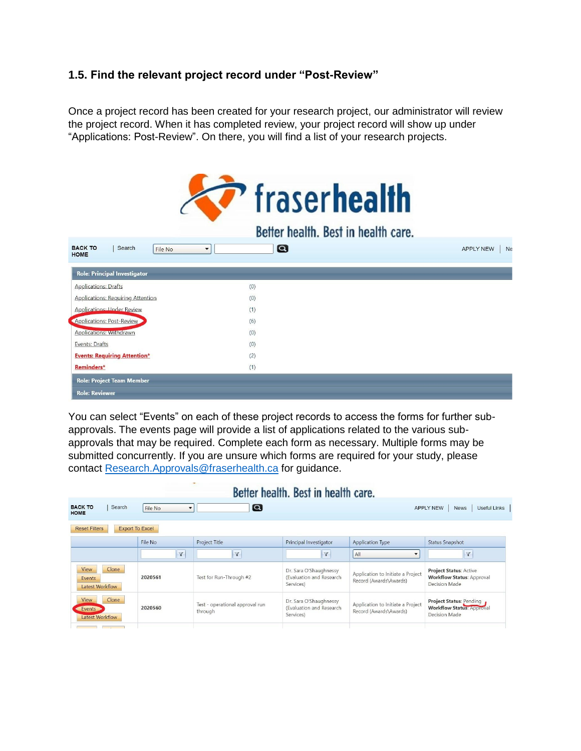### 1.5. Find the relevant project record under “Post-Review”

Once a project record has been created for your research project, our administrator will review the project record. When it has completed review, your project record will show up under “Applications: Post-Review”. On there, you will find a list of your research projects.

You can select “Events” on each of these project records to access the forms for further sub-approvals. The events page will provide a list of applications related to the various sub-approvals that may be required. Complete each form as necessary. Multiple forms may be submitted concurrently. If you are unsure which forms are required for your study, please contact Research.Approvals@fraserhealth.ca for guidance.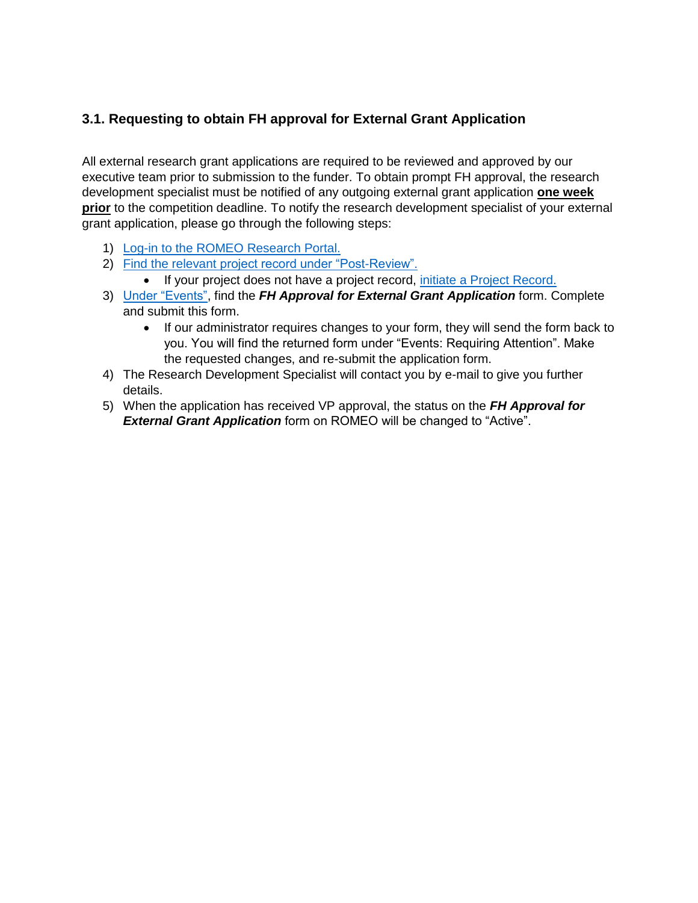### 3.1. Requesting to obtain FH approval for External Grant Application

All external research grant applications are required to be reviewed and approved by our executive team prior to submission to the funder. To obtain prompt FH approval, the research development specialist must be notified of any outgoing external grant application **one week prior** to the competition deadline. To notify the research development specialist of your external grant application, please go through the following steps:

1) Log-in to the ROMEO Research Portal.
2) Find the relevant project record under “Post-Review”.
   - If your project does not have a project record, initiate a Project Record.
3) Under “Events”, find the ***FH Approval for External Grant Application*** form. Complete and submit this form.
   - If our administrator requires changes to your form, they will send the form back to you. You will find the returned form under “Events: Requiring Attention”. Make the requested changes, and re-submit the application form.
4) The Research Development Specialist will contact you by e-mail to give you further details.
5) When the application has received VP approval, the status on the ***FH Approval for External Grant Application*** form on ROMEO will be changed to “Active”.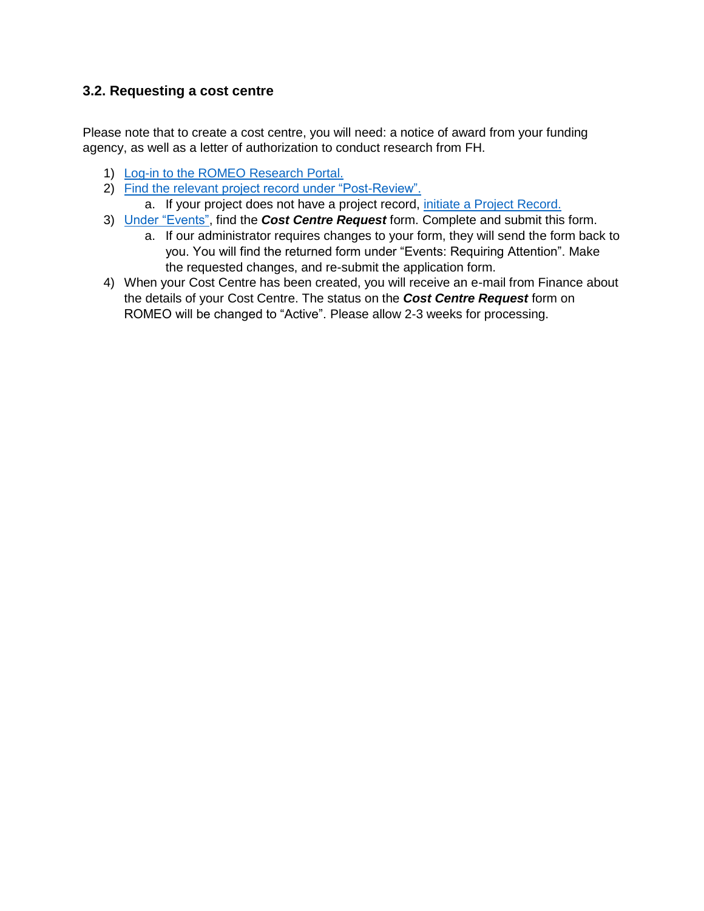### 3.2. Requesting a cost centre

Please note that to create a cost centre, you will need: a notice of award from your funding agency, as well as a letter of authorization to conduct research from FH.

1) Log-in to the ROMEO Research Portal.
2) Find the relevant project record under "Post-Review".
   a. If your project does not have a project record, initiate a Project Record.
3) Under "Events", find the ***Cost Centre Request*** form. Complete and submit this form.
   a. If our administrator requires changes to your form, they will send the form back to you. You will find the returned form under "Events: Requiring Attention". Make the requested changes, and re-submit the application form.
4) When your Cost Centre has been created, you will receive an e-mail from Finance about the details of your Cost Centre. The status on the ***Cost Centre Request*** form on ROMEO will be changed to "Active". Please allow 2-3 weeks for processing.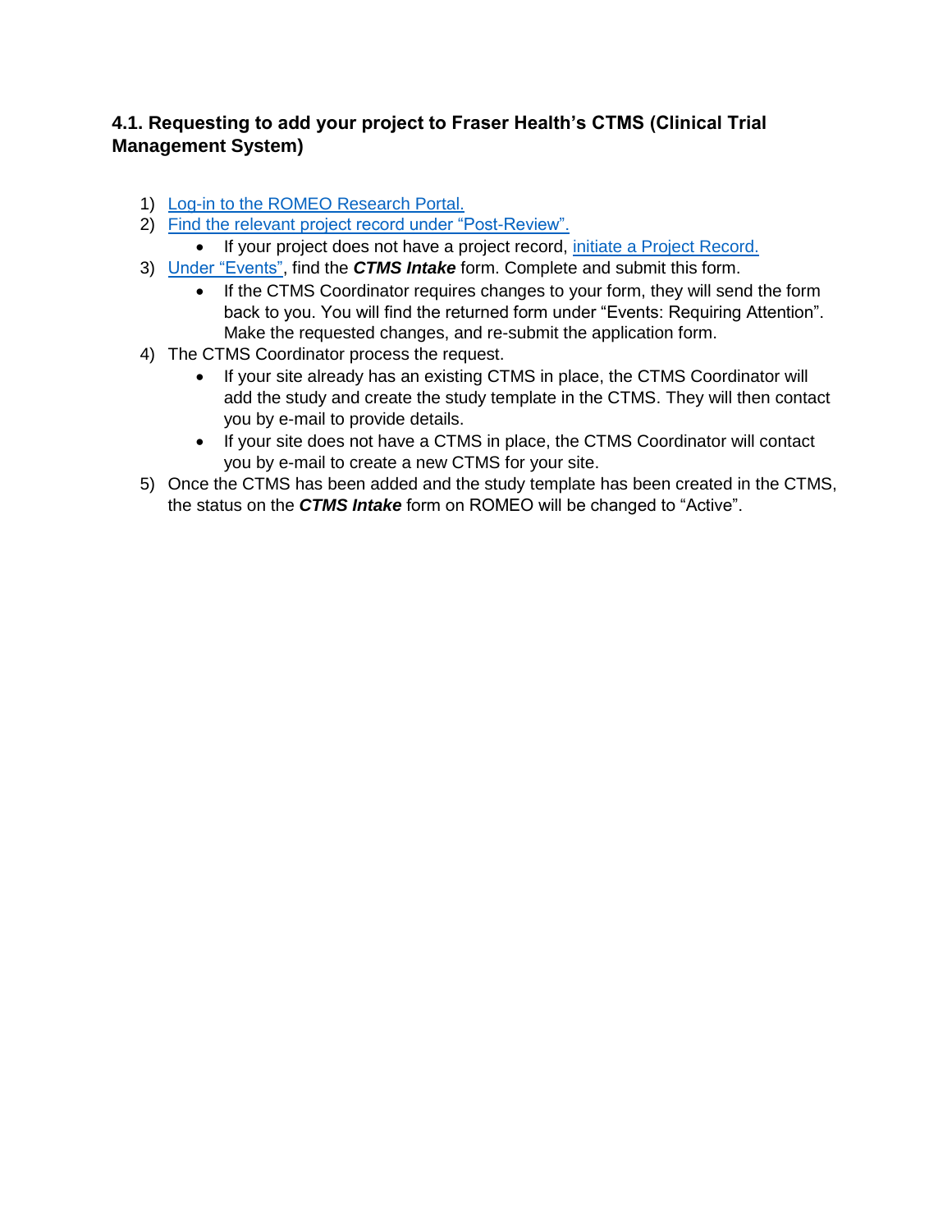### 4.1. Requesting to add your project to Fraser Health's CTMS (Clinical Trial Management System)

1) Log-in to the ROMEO Research Portal.
2) Find the relevant project record under "Post-Review".
   - If your project does not have a project record, initiate a Project Record.
3) Under "Events", find the ***CTMS Intake*** form. Complete and submit this form.
   - If the CTMS Coordinator requires changes to your form, they will send the form back to you. You will find the returned form under "Events: Requiring Attention". Make the requested changes, and re-submit the application form.
4) The CTMS Coordinator process the request.
   - If your site already has an existing CTMS in place, the CTMS Coordinator will add the study and create the study template in the CTMS. They will then contact you by e-mail to provide details.
   - If your site does not have a CTMS in place, the CTMS Coordinator will contact you by e-mail to create a new CTMS for your site.
5) Once the CTMS has been added and the study template has been created in the CTMS, the status on the ***CTMS Intake*** form on ROMEO will be changed to "Active".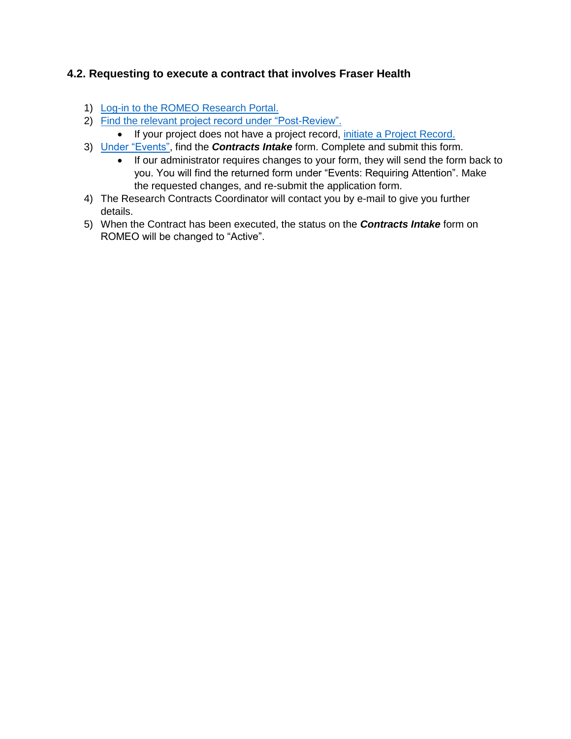### 4.2. Requesting to execute a contract that involves Fraser Health

1) Log-in to the ROMEO Research Portal.
2) Find the relevant project record under "Post-Review".
   - If your project does not have a project record, initiate a Project Record.
3) Under "Events", find the ***Contracts Intake*** form. Complete and submit this form.
   - If our administrator requires changes to your form, they will send the form back to you. You will find the returned form under "Events: Requiring Attention". Make the requested changes, and re-submit the application form.
4) The Research Contracts Coordinator will contact you by e-mail to give you further details.
5) When the Contract has been executed, the status on the ***Contracts Intake*** form on ROMEO will be changed to "Active".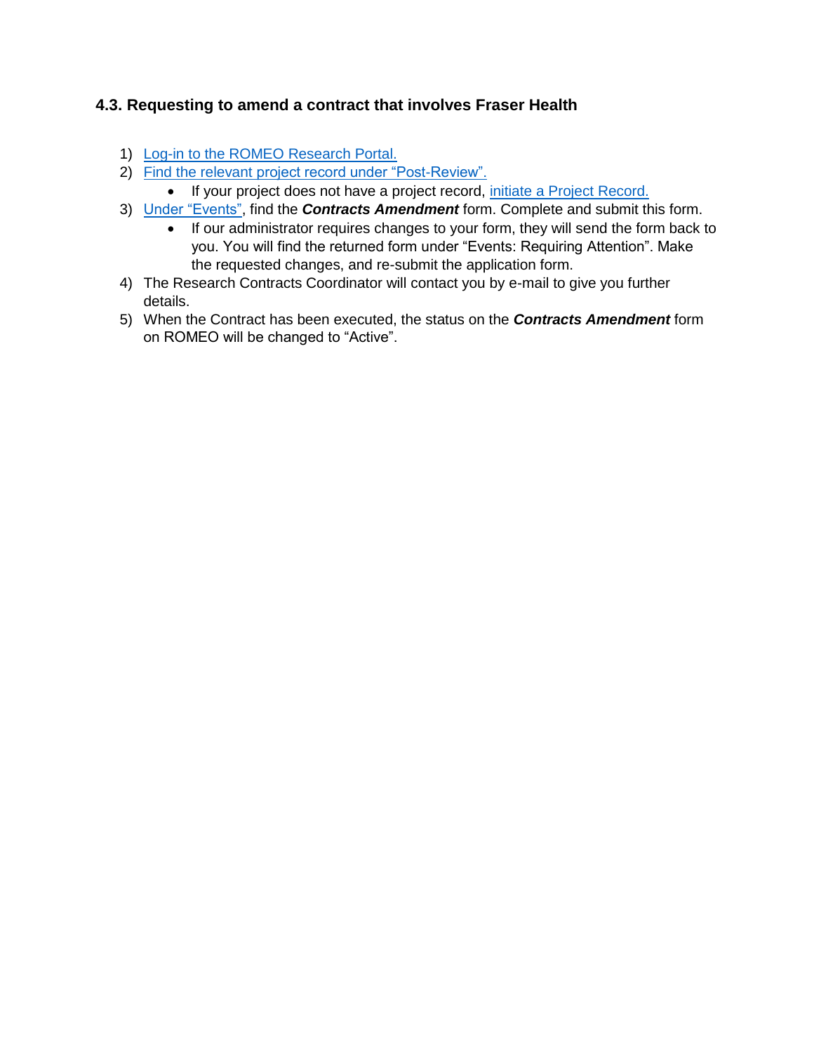### 4.3. Requesting to amend a contract that involves Fraser Health

1) Log-in to the ROMEO Research Portal.
2) Find the relevant project record under "Post-Review".
   - If your project does not have a project record, initiate a Project Record.
3) Under "Events", find the ***Contracts Amendment*** form. Complete and submit this form.
   - If our administrator requires changes to your form, they will send the form back to you. You will find the returned form under "Events: Requiring Attention". Make the requested changes, and re-submit the application form.
4) The Research Contracts Coordinator will contact you by e-mail to give you further details.
5) When the Contract has been executed, the status on the ***Contracts Amendment*** form on ROMEO will be changed to "Active".